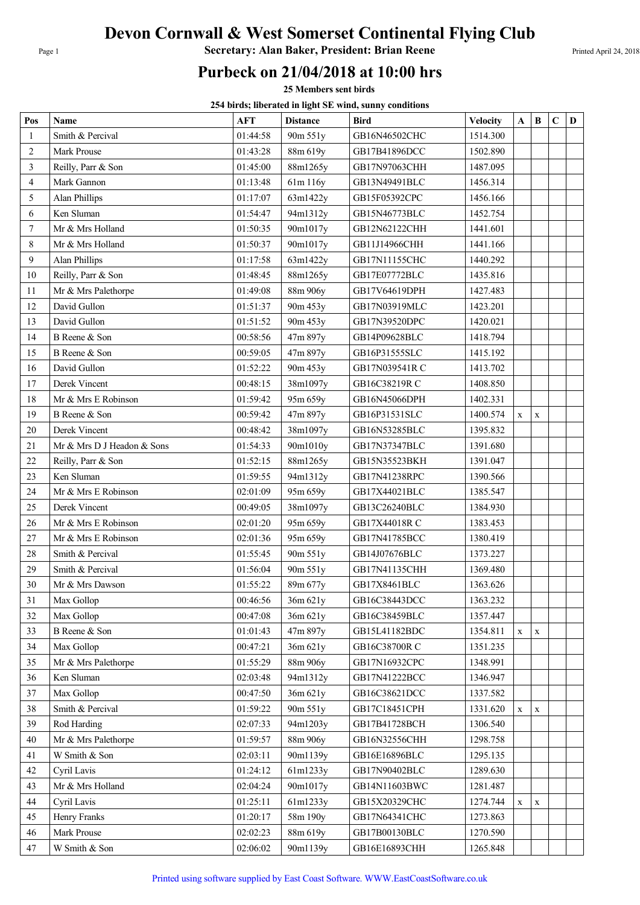# Devon Cornwall & West Somerset Continental Flying Club

**Secretary: Alan Baker, President: Brian Reene**

## Purbeck on 21/04/2018 at 10:00 hrs

**25 Members sent birds**

**254 birds; liberated in light SE wind, sunny conditions**

| Pos | Name | AFT | Distance | Bird | Velocity | A | B | C | D |
|---|---|---|---|---|---|---|---|---|---|
| 1 | Smith & Percival | 01:44:58 | 90m 551y | GB16N46502CHC | 1514.300 | | | | |
| 2 | Mark Prouse | 01:43:28 | 88m 619y | GB17B41896DCC | 1502.890 | | | | |
| 3 | Reilly, Parr & Son | 01:45:00 | 88m1265y | GB17N97063CHH | 1487.095 | | | | |
| 4 | Mark Gannon | 01:13:48 | 61m 116y | GB13N49491BLC | 1456.314 | | | | |
| 5 | Alan Phillips | 01:17:07 | 63m1422y | GB15F05392CPC | 1456.166 | | | | |
| 6 | Ken Sluman | 01:54:47 | 94m1312y | GB15N46773BLC | 1452.754 | | | | |
| 7 | Mr & Mrs Holland | 01:50:35 | 90m1017y | GB12N62122CHH | 1441.601 | | | | |
| 8 | Mr & Mrs Holland | 01:50:37 | 90m1017y | GB11J14966CHH | 1441.166 | | | | |
| 9 | Alan Phillips | 01:17:58 | 63m1422y | GB17N11155CHC | 1440.292 | | | | |
| 10 | Reilly, Parr & Son | 01:48:45 | 88m1265y | GB17E07772BLC | 1435.816 | | | | |
| 11 | Mr & Mrs Palethorpe | 01:49:08 | 88m 906y | GB17V64619DPH | 1427.483 | | | | |
| 12 | David Gullon | 01:51:37 | 90m 453y | GB17N03919MLC | 1423.201 | | | | |
| 13 | David Gullon | 01:51:52 | 90m 453y | GB17N39520DPC | 1420.021 | | | | |
| 14 | B Reene & Son | 00:58:56 | 47m 897y | GB14P09628BLC | 1418.794 | | | | |
| 15 | B Reene & Son | 00:59:05 | 47m 897y | GB16P31555SLC | 1415.192 | | | | |
| 16 | David Gullon | 01:52:22 | 90m 453y | GB17N039541R C | 1413.702 | | | | |
| 17 | Derek Vincent | 00:48:15 | 38m1097y | GB16C38219R C | 1408.850 | | | | |
| 18 | Mr & Mrs E Robinson | 01:59:42 | 95m 659y | GB16N45066DPH | 1402.331 | | | | |
| 19 | B Reene & Son | 00:59:42 | 47m 897y | GB16P31531SLC | 1400.574 | x | x | | |
| 20 | Derek Vincent | 00:48:42 | 38m1097y | GB16N53285BLC | 1395.832 | | | | |
| 21 | Mr & Mrs D J Headon & Sons | 01:54:33 | 90m1010y | GB17N37347BLC | 1391.680 | | | | |
| 22 | Reilly, Parr & Son | 01:52:15 | 88m1265y | GB15N35523BKH | 1391.047 | | | | |
| 23 | Ken Sluman | 01:59:55 | 94m1312y | GB17N41238RPC | 1390.566 | | | | |
| 24 | Mr & Mrs E Robinson | 02:01:09 | 95m 659y | GB17X44021BLC | 1385.547 | | | | |
| 25 | Derek Vincent | 00:49:05 | 38m1097y | GB13C26240BLC | 1384.930 | | | | |
| 26 | Mr & Mrs E Robinson | 02:01:20 | 95m 659y | GB17X44018R C | 1383.453 | | | | |
| 27 | Mr & Mrs E Robinson | 02:01:36 | 95m 659y | GB17N41785BCC | 1380.419 | | | | |
| 28 | Smith & Percival | 01:55:45 | 90m 551y | GB14J07676BLC | 1373.227 | | | | |
| 29 | Smith & Percival | 01:56:04 | 90m 551y | GB17N41135CHH | 1369.480 | | | | |
| 30 | Mr & Mrs Dawson | 01:55:22 | 89m 677y | GB17X8461BLC | 1363.626 | | | | |
| 31 | Max Gollop | 00:46:56 | 36m 621y | GB16C38443DCC | 1363.232 | | | | |
| 32 | Max Gollop | 00:47:08 | 36m 621y | GB16C38459BLC | 1357.447 | | | | |
| 33 | B Reene & Son | 01:01:43 | 47m 897y | GB15L41182BDC | 1354.811 | x | x | | |
| 34 | Max Gollop | 00:47:21 | 36m 621y | GB16C38700R C | 1351.235 | | | | |
| 35 | Mr & Mrs Palethorpe | 01:55:29 | 88m 906y | GB17N16932CPC | 1348.991 | | | | |
| 36 | Ken Sluman | 02:03:48 | 94m1312y | GB17N41222BCC | 1346.947 | | | | |
| 37 | Max Gollop | 00:47:50 | 36m 621y | GB16C38621DCC | 1337.582 | | | | |
| 38 | Smith & Percival | 01:59:22 | 90m 551y | GB17C18451CPH | 1331.620 | x | x | | |
| 39 | Rod Harding | 02:07:33 | 94m1203y | GB17B41728BCH | 1306.540 | | | | |
| 40 | Mr & Mrs Palethorpe | 01:59:57 | 88m 906y | GB16N32556CHH | 1298.758 | | | | |
| 41 | W Smith & Son | 02:03:11 | 90m1139y | GB16E16896BLC | 1295.135 | | | | |
| 42 | Cyril Lavis | 01:24:12 | 61m1233y | GB17N90402BLC | 1289.630 | | | | |
| 43 | Mr & Mrs Holland | 02:04:24 | 90m1017y | GB14N11603BWC | 1281.487 | | | | |
| 44 | Cyril Lavis | 01:25:11 | 61m1233y | GB15X20329CHC | 1274.744 | x | x | | |
| 45 | Henry Franks | 01:20:17 | 58m 190y | GB17N64341CHC | 1273.863 | | | | |
| 46 | Mark Prouse | 02:02:23 | 88m 619y | GB17B00130BLC | 1270.590 | | | | |
| 47 | W Smith & Son | 02:06:02 | 90m1139y | GB16E16893CHH | 1265.848 | | | | |

Printed using software supplied by East Coast Software. WWW.EastCoastSoftware.co.uk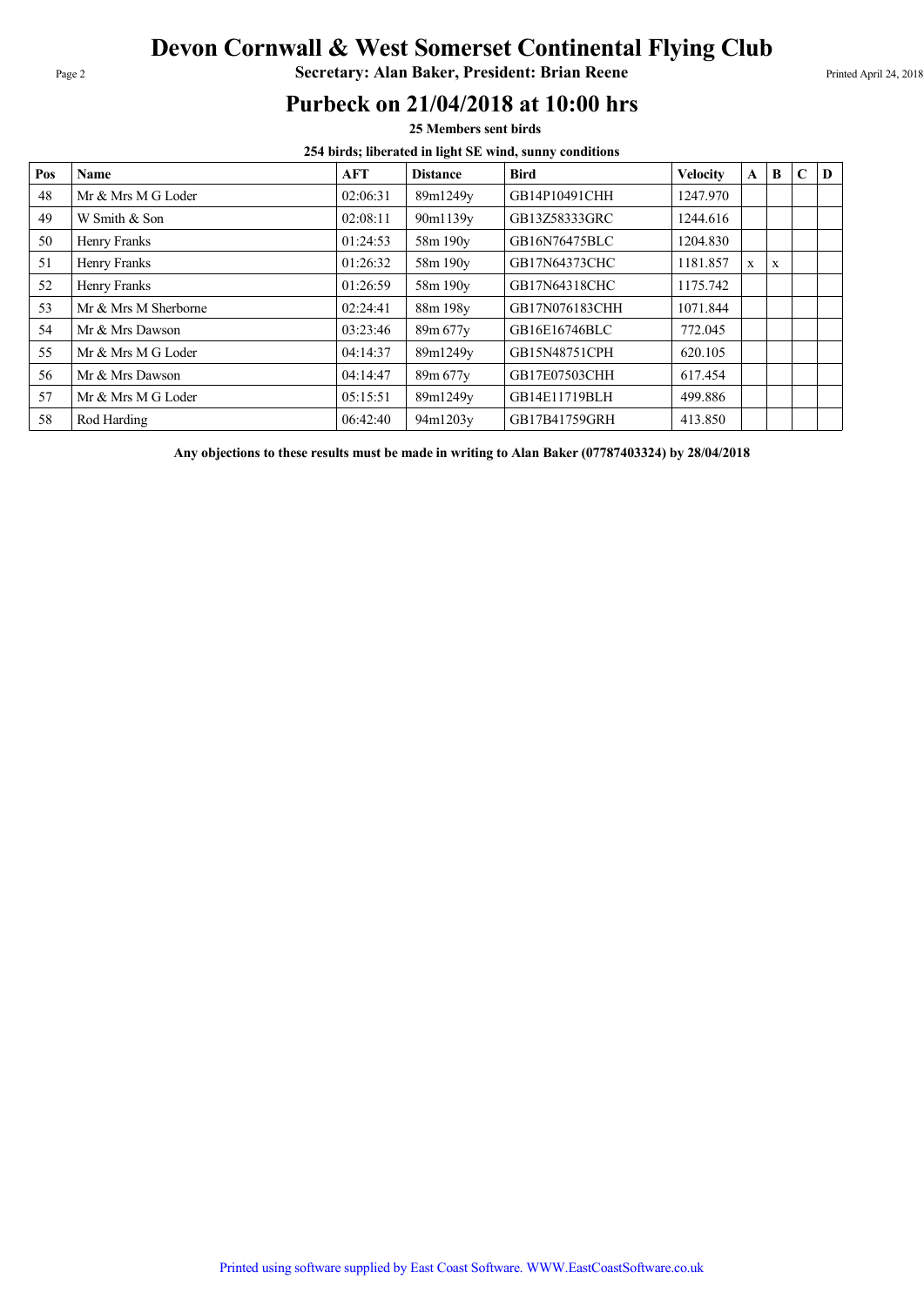# Devon Cornwall & West Somerset Continental Flying Club

**Secretary: Alan Baker, President: Brian Reene**

## Purbeck on 21/04/2018 at 10:00 hrs

**25 Members sent birds**

**254 birds; liberated in light SE wind, sunny conditions**

| Pos | Name | AFT | Distance | Bird | Velocity | A | B | C | D |
|---|---|---|---|---|---|---|---|---|---|
| 48 | Mr & Mrs M G Loder | 02:06:31 | 89m1249y | GB14P10491CHH | 1247.970 | | | | |
| 49 | W Smith & Son | 02:08:11 | 90m1139y | GB13Z58333GRC | 1244.616 | | | | |
| 50 | Henry Franks | 01:24:53 | 58m 190y | GB16N76475BLC | 1204.830 | | | | |
| 51 | Henry Franks | 01:26:32 | 58m 190y | GB17N64373CHC | 1181.857 | x | x | | |
| 52 | Henry Franks | 01:26:59 | 58m 190y | GB17N64318CHC | 1175.742 | | | | |
| 53 | Mr & Mrs M Sherborne | 02:24:41 | 88m 198y | GB17N076183CHH | 1071.844 | | | | |
| 54 | Mr & Mrs Dawson | 03:23:46 | 89m 677y | GB16E16746BLC | 772.045 | | | | |
| 55 | Mr & Mrs M G Loder | 04:14:37 | 89m1249y | GB15N48751CPH | 620.105 | | | | |
| 56 | Mr & Mrs Dawson | 04:14:47 | 89m 677y | GB17E07503CHH | 617.454 | | | | |
| 57 | Mr & Mrs M G Loder | 05:15:51 | 89m1249y | GB14E11719BLH | 499.886 | | | | |
| 58 | Rod Harding | 06:42:40 | 94m1203y | GB17B41759GRH | 413.850 | | | | |

**Any objections to these results must be made in writing to Alan Baker (07787403324) by 28/04/2018**

Printed using software supplied by East Coast Software. WWW.EastCoastSoftware.co.uk